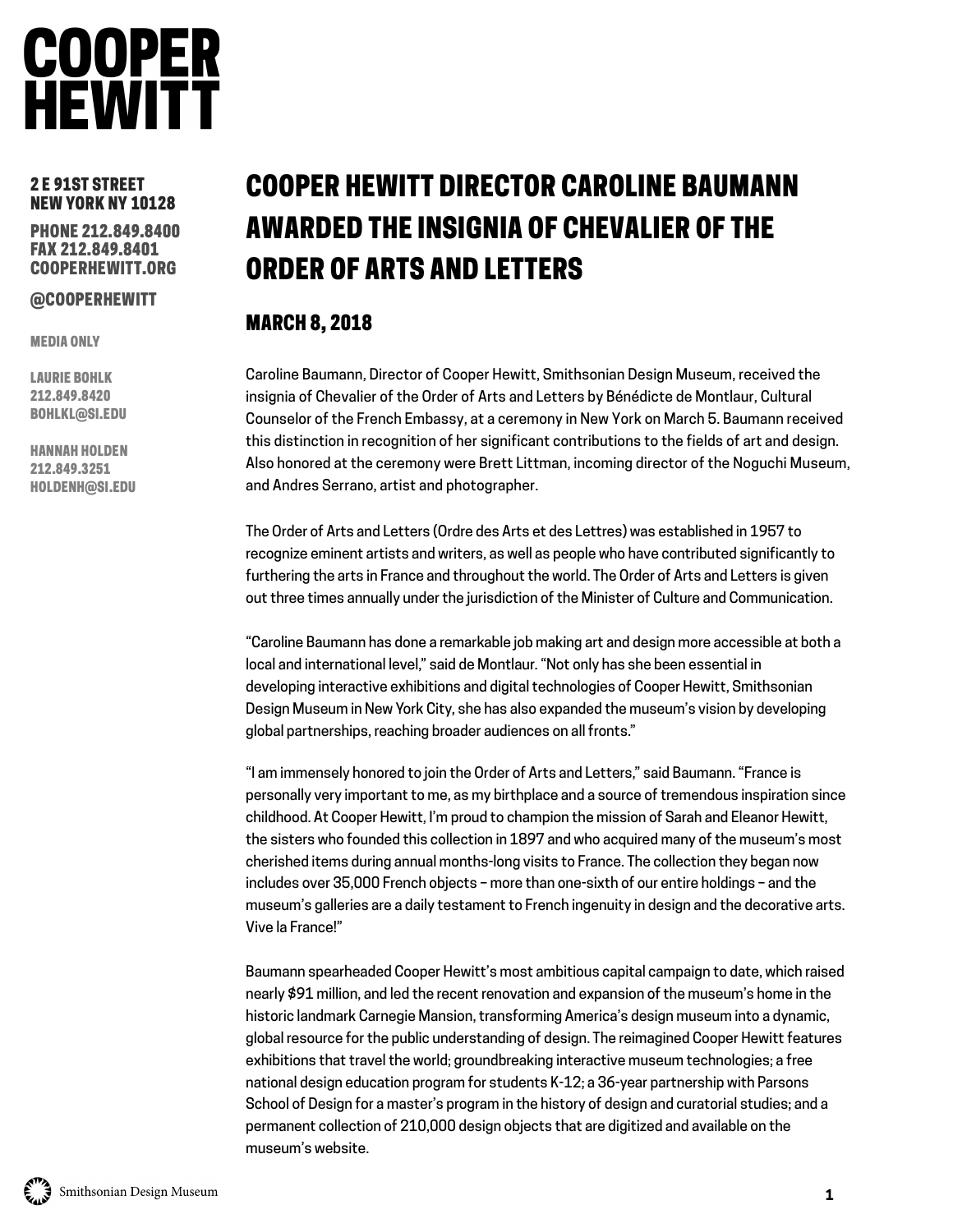# COOPER HEWITT

2 E 91ST STREET
NEW YORK NY 10128

PHONE 212.849.8400
FAX 212.849.8401
COOPERHEWITT.ORG

@COOPERHEWITT

MEDIA ONLY

LAURIE BOHLK
212.849.8420
BOHLKL@SI.EDU

HANNAH HOLDEN
212.849.3251
HOLDENH@SI.EDU

## COOPER HEWITT DIRECTOR CAROLINE BAUMANN AWARDED THE INSIGNIA OF CHEVALIER OF THE ORDER OF ARTS AND LETTERS

### MARCH 8, 2018

Caroline Baumann, Director of Cooper Hewitt, Smithsonian Design Museum, received the insignia of Chevalier of the Order of Arts and Letters by Bénédicte de Montlaur, Cultural Counselor of the French Embassy, at a ceremony in New York on March 5. Baumann received this distinction in recognition of her significant contributions to the fields of art and design. Also honored at the ceremony were Brett Littman, incoming director of the Noguchi Museum, and Andres Serrano, artist and photographer.

The Order of Arts and Letters (Ordre des Arts et des Lettres) was established in 1957 to recognize eminent artists and writers, as well as people who have contributed significantly to furthering the arts in France and throughout the world. The Order of Arts and Letters is given out three times annually under the jurisdiction of the Minister of Culture and Communication.

"Caroline Baumann has done a remarkable job making art and design more accessible at both a local and international level," said de Montlaur. "Not only has she been essential in developing interactive exhibitions and digital technologies of Cooper Hewitt, Smithsonian Design Museum in New York City, she has also expanded the museum's vision by developing global partnerships, reaching broader audiences on all fronts."

"I am immensely honored to join the Order of Arts and Letters," said Baumann. "France is personally very important to me, as my birthplace and a source of tremendous inspiration since childhood. At Cooper Hewitt, I'm proud to champion the mission of Sarah and Eleanor Hewitt, the sisters who founded this collection in 1897 and who acquired many of the museum's most cherished items during annual months-long visits to France. The collection they began now includes over 35,000 French objects – more than one-sixth of our entire holdings – and the museum's galleries are a daily testament to French ingenuity in design and the decorative arts. Vive la France!"

Baumann spearheaded Cooper Hewitt's most ambitious capital campaign to date, which raised nearly $91 million, and led the recent renovation and expansion of the museum's home in the historic landmark Carnegie Mansion, transforming America's design museum into a dynamic, global resource for the public understanding of design. The reimagined Cooper Hewitt features exhibitions that travel the world; groundbreaking interactive museum technologies; a free national design education program for students K-12; a 36-year partnership with Parsons School of Design for a master's program in the history of design and curatorial studies; and a permanent collection of 210,000 design objects that are digitized and available on the museum's website.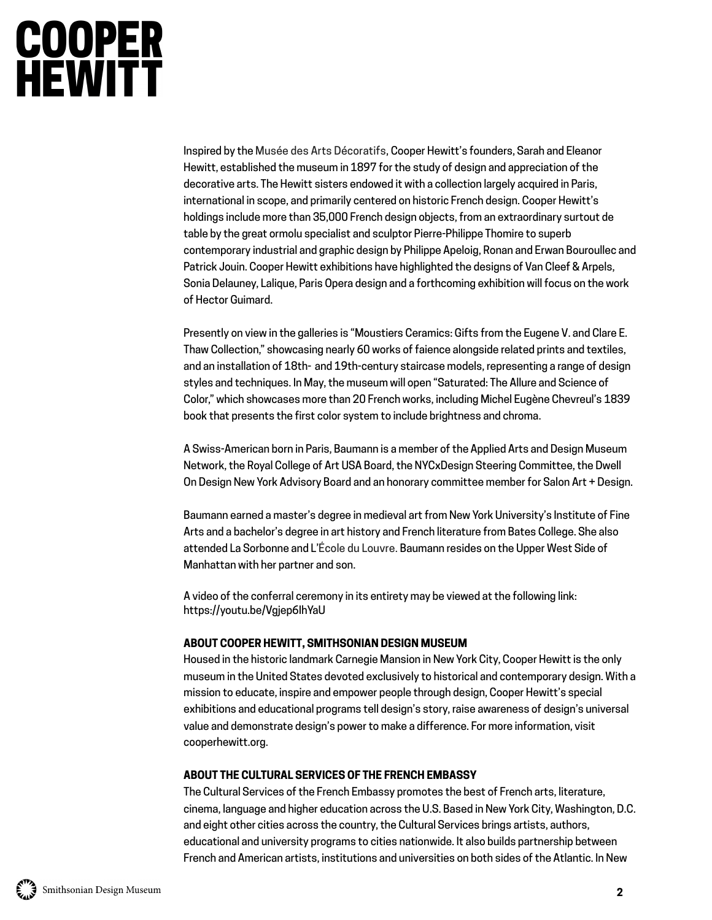Inspired by the Musée des Arts Décoratifs, Cooper Hewitt's founders, Sarah and Eleanor Hewitt, established the museum in 1897 for the study of design and appreciation of the decorative arts. The Hewitt sisters endowed it with a collection largely acquired in Paris, international in scope, and primarily centered on historic French design. Cooper Hewitt's holdings include more than 35,000 French design objects, from an extraordinary surtout de table by the great ormolu specialist and sculptor Pierre-Philippe Thomire to superb contemporary industrial and graphic design by Philippe Apeloig, Ronan and Erwan Bouroullec and Patrick Jouin. Cooper Hewitt exhibitions have highlighted the designs of Van Cleef & Arpels, Sonia Delauney, Lalique, Paris Opera design and a forthcoming exhibition will focus on the work of Hector Guimard.

Presently on view in the galleries is "Moustiers Ceramics: Gifts from the Eugene V. and Clare E. Thaw Collection," showcasing nearly 60 works of faience alongside related prints and textiles, and an installation of 18th- and 19th-century staircase models, representing a range of design styles and techniques. In May, the museum will open "Saturated: The Allure and Science of Color," which showcases more than 20 French works, including Michel Eugène Chevreul's 1839 book that presents the first color system to include brightness and chroma.

A Swiss-American born in Paris, Baumann is a member of the Applied Arts and Design Museum Network, the Royal College of Art USA Board, the NYCxDesign Steering Committee, the Dwell On Design New York Advisory Board and an honorary committee member for Salon Art + Design.

Baumann earned a master's degree in medieval art from New York University's Institute of Fine Arts and a bachelor's degree in art history and French literature from Bates College. She also attended La Sorbonne and L'École du Louvre. Baumann resides on the Upper West Side of Manhattan with her partner and son.

A video of the conferral ceremony in its entirety may be viewed at the following link: https://youtu.be/Vgjep6lhYaU

**ABOUT COOPER HEWITT, SMITHSONIAN DESIGN MUSEUM**

Housed in the historic landmark Carnegie Mansion in New York City, Cooper Hewitt is the only museum in the United States devoted exclusively to historical and contemporary design. With a mission to educate, inspire and empower people through design, Cooper Hewitt's special exhibitions and educational programs tell design's story, raise awareness of design's universal value and demonstrate design's power to make a difference. For more information, visit cooperhewitt.org.

**ABOUT THE CULTURAL SERVICES OF THE FRENCH EMBASSY**

The Cultural Services of the French Embassy promotes the best of French arts, literature, cinema, language and higher education across the U.S. Based in New York City, Washington, D.C. and eight other cities across the country, the Cultural Services brings artists, authors, educational and university programs to cities nationwide. It also builds partnership between French and American artists, institutions and universities on both sides of the Atlantic. In New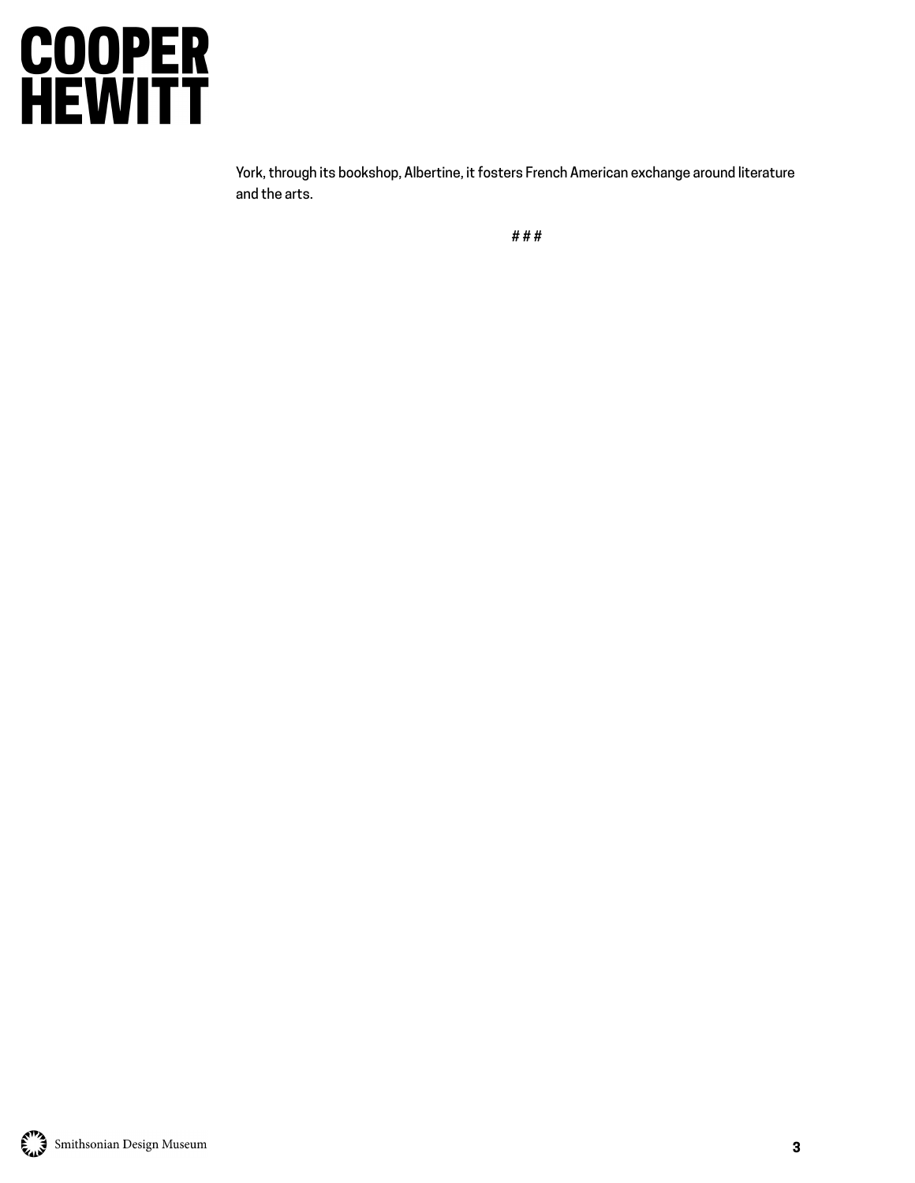York, through its bookshop, Albertine, it fosters French American exchange around literature and the arts.

# # #